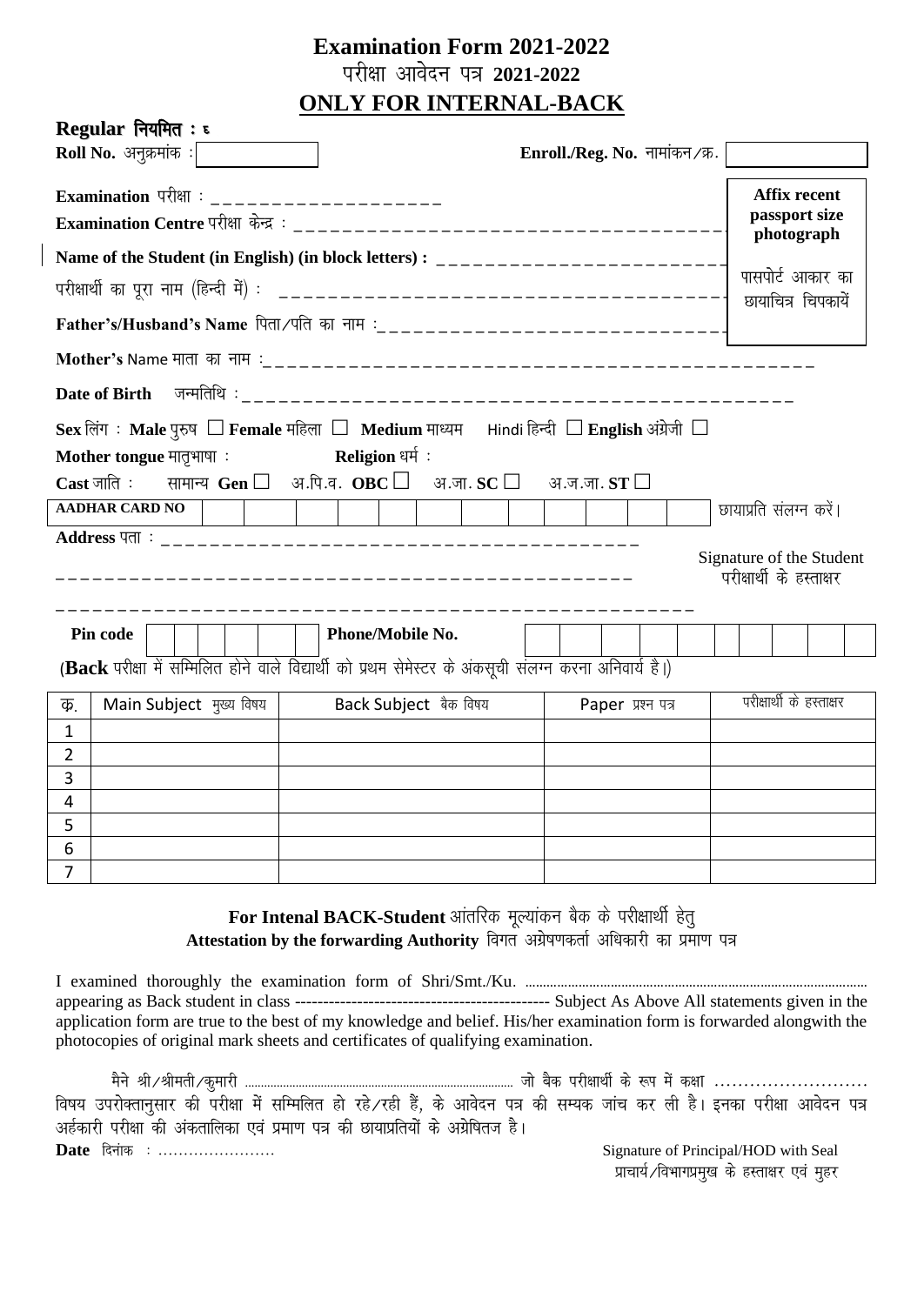# Examination Form 2021-2022

## परीक्षा आवेदन पत्र 2021-2022

## ONLY FOR INTERNAL-BACK

**Regular नियमित : ६**

**Roll No.** अनुक्रमांक : ____________ **Enroll./Reg. No.** नामांकन/क्र. ____________

**Examination** परीक्षा : ____________________

**Examination Centre** परीक्षा केन्द्र : ____________________________________

**Name of the Student (in English) (in block letters) :** ________________________

परीक्षार्थी का पूरा नाम (हिन्दी में) : ____________________________________

**Father's/Husband's Name** पिता/पति का नाम :______________________________

**Mother's** Name माता का नाम :______________________________________________

**Date of Birth** जन्मतिथि :______________________________________________

**Affix recent passport size photograph**

पासपोर्ट आकार का छायाचित्र चिपकायें

**Sex** लिंग : **Male** पुरुष ☐ **Female** महिला ☐ **Medium** माध्यम Hindi हिन्दी ☐ **English** अंग्रेजी ☐

**Mother tongue** मातृभाषा : **Religion** धर्म :

**Cast** जाति : सामान्य **Gen** ☐ अ.पि.व. **OBC** ☐ अ.जा. **SC** ☐ अ.ज.जा. **ST** ☐

**AADHAR CARD NO** | | | | | | | | | | | | | | छायाप्रति संलग्न करें।

**Address** पता : ________________________________________

________________________________________________________

________________________________________________________

Signature of the Student
परीक्षार्थी के हस्ताक्षर

**Pin code** | | | | | | | **Phone/Mobile No.** | | | | | | | | | | | |

(**Back** परीक्षा में सम्मिलित होने वाले विद्यार्थी को प्रथम सेमेस्टर के अंकसूची संलग्न करना अनिवार्य है।)

| क्र. | Main Subject मुख्य विषय | Back Subject बैक विषय | Paper प्रश्न पत्र | परीक्षार्थी के हस्ताक्षर |
|---|---|---|---|---|
| 1 | | | | |
| 2 | | | | |
| 3 | | | | |
| 4 | | | | |
| 5 | | | | |
| 6 | | | | |
| 7 | | | | |

### For Intenal BACK-Student आंतरिक मूल्यांकन बैक के परीक्षार्थी हेतु

### Attestation by the forwarding Authority विगत अग्रेषणकर्ता अधिकारी का प्रमाण पत्र

I examined thoroughly the examination form of Shri/Smt./Ku. ............................................................................................. appearing as Back student in class --------------------------------------------- Subject As Above All statements given in the application form are true to the best of my knowledge and belief. His/her examination form is forwarded alongwith the photocopies of original mark sheets and certificates of qualifying examination.

मैने श्री/श्रीमती/कुमारी ................................................................................ जो बैक परीक्षार्थी के रूप में कक्षा .......................... विषय उपरोक्तानुसार की परीक्षा में सम्मिलित हो रहे/रही हैं, के आवेदन पत्र की सम्यक जांच कर ली है। इनका परीक्षा आवेदन पत्र अर्हकारी परीक्षा की अंकतालिका एवं प्रमाण पत्र की छायाप्रतियों के अग्रेषितज है।

**Date** दिनांक : .......................

Signature of Principal/HOD with Seal
प्राचार्य/विभागप्रमुख के हस्ताक्षर एवं मुहर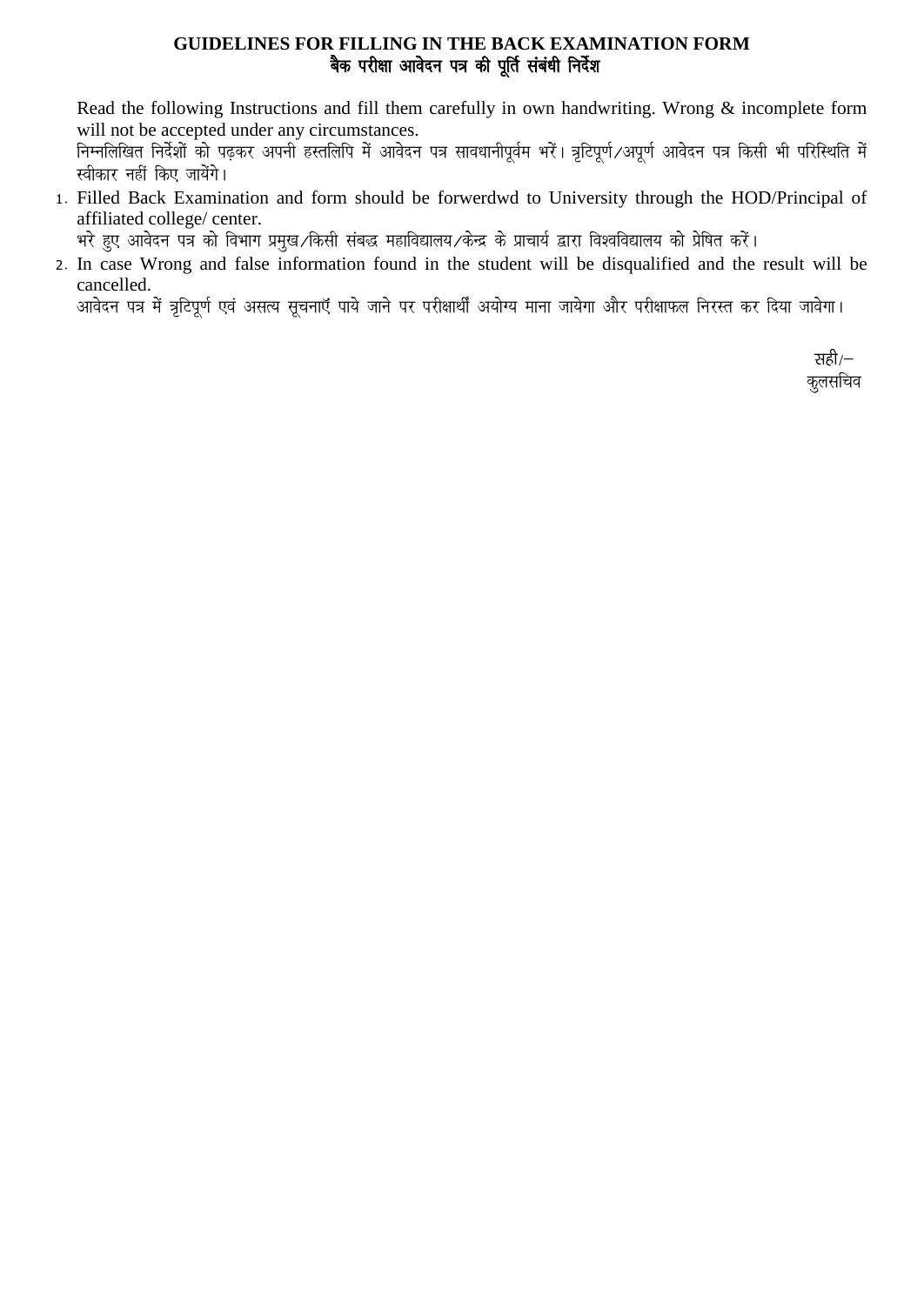## GUIDELINES FOR FILLING IN THE BACK EXAMINATION FORM
## बैक परीक्षा आवेदन पत्र की पूर्ति संबंधी निर्देश

Read the following Instructions and fill them carefully in own handwriting. Wrong & incomplete form will not be accepted under any circumstances.
निम्नलिखित निर्देशों को पढ़कर अपनी हस्तलिपि में आवेदन पत्र सावधानीपूर्वम भरें। त्रृटिपूर्ण/अपूर्ण आवेदन पत्र किसी भी परिस्थिति में स्वीकार नहीं किए जायेंगे।

1. Filled Back Examination and form should be forwerdwd to University through the HOD/Principal of affiliated college/ center.
   भरे हुए आवेदन पत्र को विभाग प्रमुख/किसी संबद्ध महाविद्यालय/केन्द्र के प्राचार्य द्वारा विश्वविद्यालय को प्रेषित करें।
2. In case Wrong and false information found in the student will be disqualified and the result will be cancelled.
   आवेदन पत्र में त्रृटिपूर्ण एवं असत्य सूचनाएँ पाये जाने पर परीक्षार्थी अयोग्य माना जायेगा और परीक्षाफल निरस्त कर दिया जावेगा।

सही/–
कुलसचिव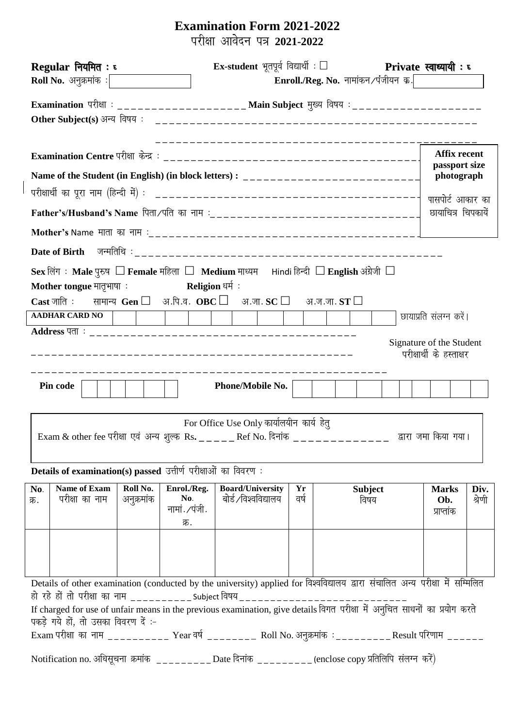# Examination Form 2021-2022
## परीक्षा आवेदन पत्र 2021-2022

**Regular नियमित : ६** **Ex-student** भूतपूर्व विद्यार्थी : ☐ **Private स्वाध्यायी : ६**

**Roll No.** अनुक्रमांक : ________ **Enroll./Reg. No.** नामांकन/पंजीयन क्र. ________

**Examination** परीक्षा : ____________________ **Main Subject** मुख्य विषय : ____________________

**Other Subject(s)** अन्य विषय : ________________________________________________

________________________________________________

**Examination Centre** परीक्षा केन्द्र : ________________________________________

**Name of the Student (in English) (in block letters) :** ____________________________

परीक्षार्थी का पूरा नाम (हिन्दी में) : ________________________________________

**Father's/Husband's Name** पिता/पति का नाम : ________________________________

**Mother's** Name माता का नाम : ________________________________________

**Affix recent passport size photograph**

पासपोर्ट आकार का छायाचित्र चिपकायें

**Date of Birth** जन्मतिथि : ________________________________________________

**Sex** लिंग : **Male** पुरुष ☐ **Female** महिला ☐ **Medium** माध्यम Hindi हिन्दी ☐ **English** अंग्रेजी ☐

**Mother tongue** मातृभाषा : **Religion** धर्म :

**Cast** जाति : सामान्य **Gen** ☐ अ.पि.व. **OBC** ☐ अ.जा. **SC** ☐ अ.ज.जा. **ST** ☐

| **AADHAR CARD NO** | | | | | | | | | | | | | |
|---|---|---|---|---|---|---|---|---|---|---|---|---|---|

छायाप्रति संलग्न करें।

**Address** पता : ________________________________________

________________________________________________

________________________________________________

Signature of the Student
परीक्षार्थी के हस्ताक्षर

**Pin code** | | | | | | | **Phone/Mobile No.** | | | | | | | | | | | | |

For Office Use Only कार्यालयीन कार्य हेतु

Exam & other fee परीक्षा एवं अन्य शुल्क Rs. _____ Ref No. दिनांक ______________ द्वारा जमा किया गया।

**Details of examination(s) passed** उत्तीर्ण परीक्षाओं का विवरण :

| No. क्र. | Name of Exam परीक्षा का नाम | Roll No. अनुक्रमांक | Enrol./Reg. No. नामां./पंजी. क्र. | Board/University बोर्ड/विश्वविद्यालय | Yr वर्ष | Subject विषय | Marks Ob. प्राप्तांक | Div. श्रेणी |
|---|---|---|---|---|---|---|---|---|
| | | | | | | | | |

Details of other examination (conducted by the university) applied for विश्वविद्यालय द्वारा संचालित अन्य परीक्षा में सम्मिलित हो रहे हों तो परीक्षा का नाम __________ Subject विषय ____________________________

If charged for use of unfair means in the previous examination, give details विगत परीक्षा में अनुचित साधनों का प्रयोग करते पकड़े गये हों, तो उसका विवरण दें :-

Exam परीक्षा का नाम __________ Year वर्ष ________ Roll No. अनुक्रमांक : _________ Result परिणाम ______

Notification no. अधिसूचना क्रमांक _________ Date दिनांक _________ (enclose copy प्रतिलिपि संलग्न करें)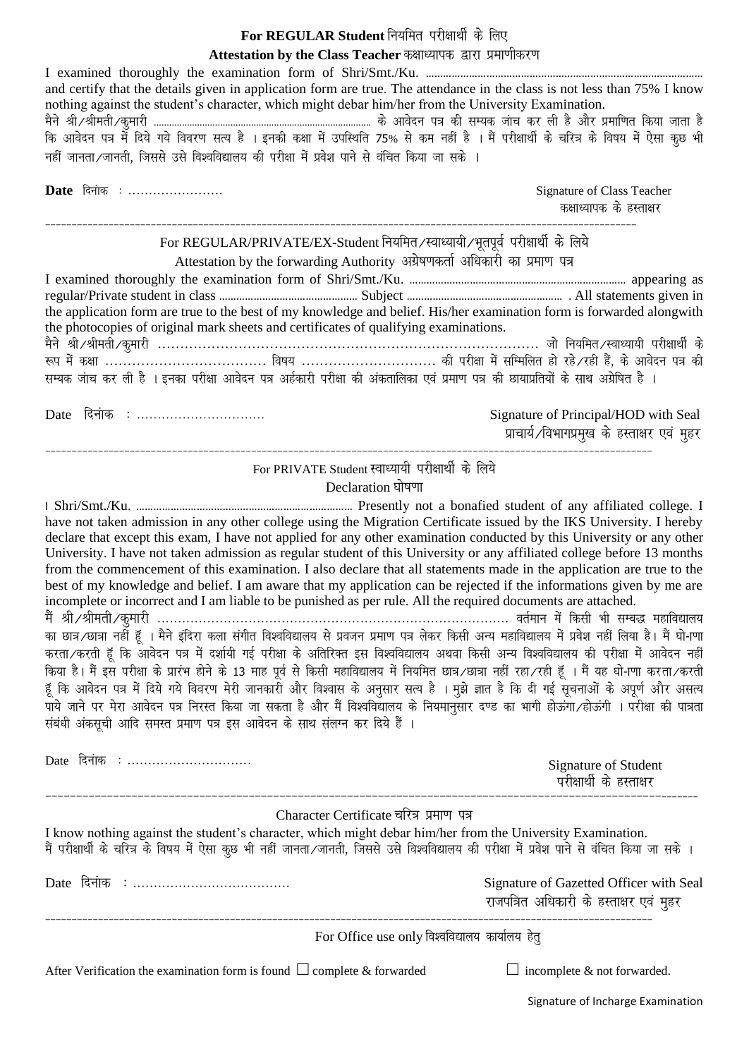## For REGULAR Student नियमित परीक्षार्थी के लिए

### Attestation by the Class Teacher कक्षाध्यापक द्वारा प्रमाणीकरण

I examined thoroughly the examination form of Shri/Smt./Ku. ........................................................................................................ and certify that the details given in application form are true. The attendance in the class is not less than 75% I know nothing against the student's character, which might debar him/her from the University Examination.

मैने श्री/श्रीमती/कुमारी .................................................................................. के आवेदन पत्र की सम्यक जांच कर ली है और प्रमाणित किया जाता है कि आवेदन पत्र में दिये गये विवरण सत्य है । इनकी कक्षा में उपस्थिति 75% से कम नहीं है । मैं परीक्षार्थी के चरित्र के विषय में ऐसा कुछ भी नहीं जानता/जानती, जिससे उसे विश्वविद्यालय की परीक्षा में प्रवेश पाने से वंचित किया जा सके ।

**Date** दिनांक : ......................

Signature of Class Teacher
कक्षाध्यापक के हस्ताक्षर

---

## For REGULAR/PRIVATE/EX-Student नियमित/स्वाध्यायी/भूतपूर्व परीक्षार्थी के लिये

### Attestation by the forwarding Authority अग्रेषणकर्ता अधिकारी का प्रमाण पत्र

I examined thoroughly the examination form of Shri/Smt./Ku. .......................................................................... appearing as regular/Private student in class ................................................ Subject ...................................................... . All statements given in the application form are true to the best of my knowledge and belief. His/her examination form is forwarded alongwith the photocopies of original mark sheets and certificates of qualifying examinations.

मैने श्री/श्रीमती/कुमारी .................................................................................. जो नियमित/स्वाध्यायी परीक्षार्थी के रूप में कक्षा .................................. विषय ............................ की परीक्षा में सम्मिलित हो रहे/रही हैं, के आवेदन पत्र की सम्यक जांच कर ली है । इनका परीक्षा आवेदन पत्र अर्हकारी परीक्षा की अंकतालिका एवं प्रमाण पत्र की छायाप्रतियों के साथ अग्रेषित है ।

Date दिनांक : ..............................

Signature of Principal/HOD with Seal
प्राचार्य/विभागप्रमुख के हस्ताक्षर एवं मुहर

---

## For PRIVATE Student स्वाध्यायी परीक्षार्थी के लिये

### Declaration घोषणा

I Shri/Smt./Ku. .......................................................................... Presently not a bonafied student of any affiliated college. I have not taken admission in any other college using the Migration Certificate issued by the IKS University. I hereby declare that except this exam, I have not applied for any other examination conducted by this University or any other University. I have not taken admission as regular student of this University or any affiliated college before 13 months from the commencement of this examination. I also declare that all statements made in the application are true to the best of my knowledge and belief. I am aware that my application can be rejected if the informations given by me are incomplete or incorrect and I am liable to be punished as per rule. All the required documents are attached.

मैं श्री/श्रीमती/कुमारी .................................................................................. वर्तमान में किसी भी सम्बद्ध महाविद्यालय का छात्र/छात्रा नहीं हूँ । मैने इंदिरा कला संगीत विश्वविद्यालय से प्रवजन प्रमाण पत्र लेकर किसी अन्य महाविद्यालय में प्रवेश नहीं लिया है। मैं घो-ाणा करता/करती हूँ कि आवेदन पत्र में दर्शायी गई परीक्षा के अतिरिक्त इस विश्वविद्यालय अथवा किसी अन्य विश्वविद्यालय की परीक्षा में आवेदन नहीं किया है। मैं इस परीक्षा के प्रारंभ होने के 13 माह पूर्व से किसी महाविद्यालय में नियमित छात्र/छात्रा नहीं रहा/रही हूँ । मैं यह घो-ाणा करता/करती हूँ कि आवेदन पत्र में दिये गये विवरण मेरी जानकारी और विश्वास के अनुसार सत्य है । मुझे ज्ञात है कि दी गई सूचनाओं के अपूर्ण और असत्य पाये जाने पर मेरा आवेदन पत्र निरस्त किया जा सकता है और मैं विश्वविद्यालय के नियमानुसार दण्ड का भागी होऊंगा/होऊंगी । परीक्षा की पात्रता संबंधी अंकसूची आदि समस्त प्रमाण पत्र इस आवेदन के साथ संलग्न कर दिये हैं ।

Date दिनांक : .............................

Signature of Student
परीक्षार्थी के हस्ताक्षर

---

## Character Certificate चरित्र प्रमाण पत्र

I know nothing against the student's character, which might debar him/her from the University Examination.

मैं परीक्षार्थी के चरित्र के विषय में ऐसा कुछ भी नहीं जानता/जानती, जिससे उसे विश्वविद्यालय की परीक्षा में प्रवेश पाने से वंचित किया जा सके ।

Date दिनांक : .....................................

Signature of Gazetted Officer with Seal
राजपत्रित अधिकारी के हस्ताक्षर एवं मुहर

---

## For Office use only विश्वविद्यालय कार्यालय हेतु

After Verification the examination form is found ☐ complete & forwarded ☐ incomplete & not forwarded.

Signature of Incharge Examination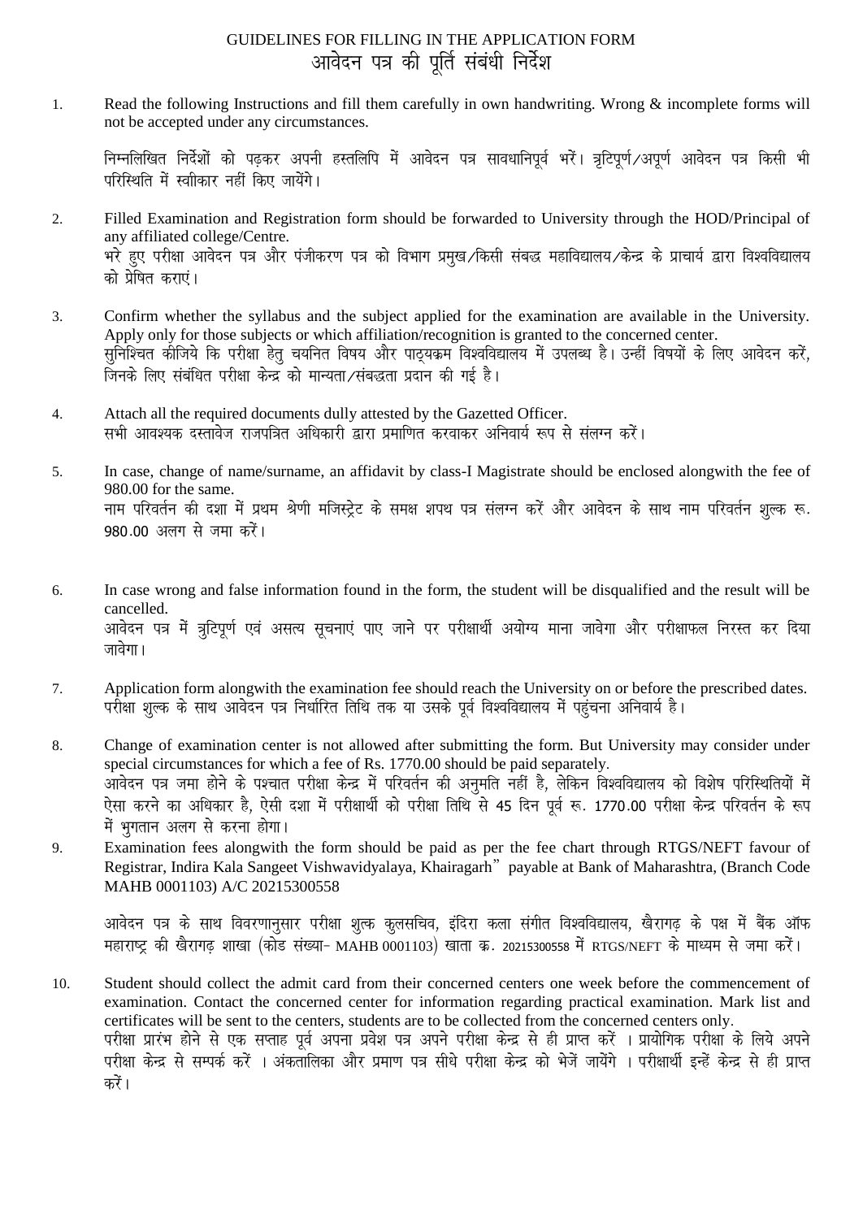# GUIDELINES FOR FILLING IN THE APPLICATION FORM
# आवेदन पत्र की पूर्ति संबंधी निर्देश

1. Read the following Instructions and fill them carefully in own handwriting. Wrong & incomplete forms will not be accepted under any circumstances.

   निम्नलिखित निर्देशों को पढ़कर अपनी हस्तलिपि में आवेदन पत्र सावधानिपूर्व भरें। त्रुटिपूर्ण/अपूर्ण आवेदन पत्र किसी भी परिस्थिति में स्वीकार नहीं किए जायेंगे।

2. Filled Examination and Registration form should be forwarded to University through the HOD/Principal of any affiliated college/Centre.
   भरे हुए परीक्षा आवेदन पत्र और पंजीकरण पत्र को विभाग प्रमुख/किसी संबद्ध महाविद्यालय/केन्द्र के प्राचार्य द्वारा विश्वविद्यालय को प्रेषित कराएं।

3. Confirm whether the syllabus and the subject applied for the examination are available in the University. Apply only for those subjects or which affiliation/recognition is granted to the concerned center.
   सुनिश्चित कीजिये कि परीक्षा हेतु चयनित विषय और पाठ्यक्रम विश्वविद्यालय में उपलब्ध है। उन्हीं विषयों के लिए आवेदन करें, जिनके लिए संबंधित परीक्षा केन्द्र को मान्यता/संबद्धता प्रदान की गई है।

4. Attach all the required documents dully attested by the Gazetted Officer.
   सभी आवश्यक दस्तावेज राजपत्रित अधिकारी द्वारा प्रमाणित करवाकर अनिवार्य रूप से संलग्न करें।

5. In case, change of name/surname, an affidavit by class-I Magistrate should be enclosed alongwith the fee of 980.00 for the same.
   नाम परिवर्तन की दशा में प्रथम श्रेणी मजिस्ट्रेट के समक्ष शपथ पत्र संलग्न करें और आवेदन के साथ नाम परिवर्तन शुल्क रू. 980.00 अलग से जमा करें।

6. In case wrong and false information found in the form, the student will be disqualified and the result will be cancelled.
   आवेदन पत्र में त्रुटिपूर्ण एवं असत्य सूचनाएं पाए जाने पर परीक्षार्थी अयोग्य माना जावेगा और परीक्षाफल निरस्त कर दिया जावेगा।

7. Application form alongwith the examination fee should reach the University on or before the prescribed dates.
   परीक्षा शुल्क के साथ आवेदन पत्र निर्धारित तिथि तक या उसके पूर्व विश्वविद्यालय में पहुंचना अनिवार्य है।

8. Change of examination center is not allowed after submitting the form. But University may consider under special circumstances for which a fee of Rs. 1770.00 should be paid separately.
   आवेदन पत्र जमा होने के पश्चात परीक्षा केन्द्र में परिवर्तन की अनुमति नहीं है, लेकिन विश्वविद्यालय को विशेष परिस्थितियों में ऐसा करने का अधिकार है, ऐसी दशा में परीक्षार्थी को परीक्षा तिथि से 45 दिन पूर्व रू. 1770.00 परीक्षा केन्द्र परिवर्तन के रूप में भुगतान अलग से करना होगा।

9. Examination fees alongwith the form should be paid as per the fee chart through RTGS/NEFT favour of Registrar, Indira Kala Sangeet Vishwavidyalaya, Khairagarh" payable at Bank of Maharashtra, (Branch Code MAHB 0001103) A/C 20215300558

   आवेदन पत्र के साथ विवरणानुसार परीक्षा शुल्क कुलसचिव, इंदिरा कला संगीत विश्वविद्यालय, खैरागढ़ के पक्ष में बैंक ऑफ महाराष्ट्र की खैरागढ़ शाखा (कोड संख्या- MAHB 0001103) खाता क्र. 20215300558 में RTGS/NEFT के माध्यम से जमा करें।

10. Student should collect the admit card from their concerned centers one week before the commencement of examination. Contact the concerned center for information regarding practical examination. Mark list and certificates will be sent to the centers, students are to be collected from the concerned centers only.
    परीक्षा प्रारंभ होने से एक सप्ताह पूर्व अपना प्रवेश पत्र अपने परीक्षा केन्द्र से ही प्राप्त करें । प्रायोगिक परीक्षा के लिये अपने परीक्षा केन्द्र से सम्पर्क करें । अंकतालिका और प्रमाण पत्र सीधे परीक्षा केन्द्र को भेजें जायेंगे । परीक्षार्थी इन्हें केन्द्र से ही प्राप्त करें।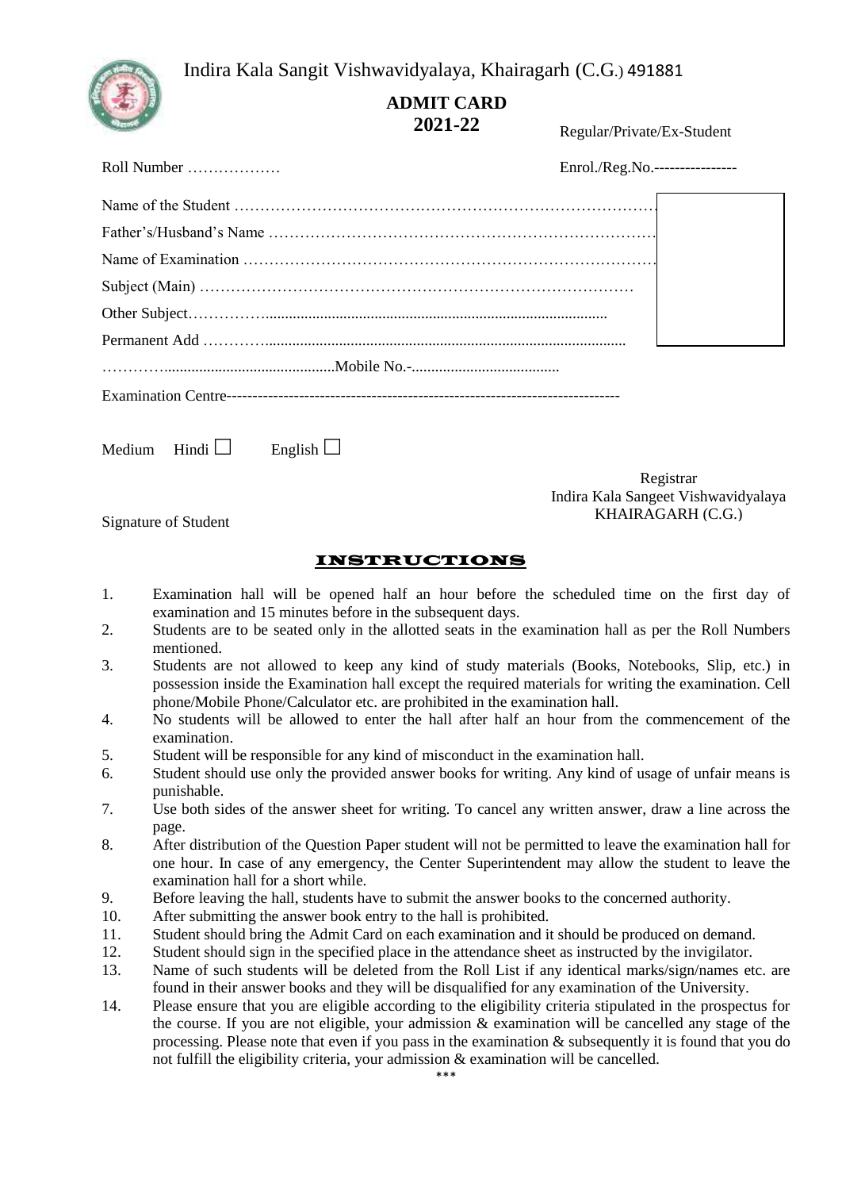# Indira Kala Sangit Vishwavidyalaya, Khairagarh (C.G.) 491881

## ADMIT CARD
## 2021-22

Regular/Private/Ex-Student

Roll Number ………………

Enrol./Reg.No.----------------

Name of the Student ………………………………………………………………………

Father's/Husband's Name …………………………………………………………………

Name of Examination ………………………………………………………………………

Subject (Main) ……………………………………………………………………………

Other Subject……………........................................................................................

Permanent Add ………….............................................................................................

………….............................................Mobile No.-......................................

Examination Centre---------------------------------------------------------------------------

Medium Hindi ☐ English ☐

Signature of Student

Registrar
Indira Kala Sangeet Vishwavidyalaya
KHAIRAGARH (C.G.)

## INSTRUCTIONS

1. Examination hall will be opened half an hour before the scheduled time on the first day of examination and 15 minutes before in the subsequent days.
2. Students are to be seated only in the allotted seats in the examination hall as per the Roll Numbers mentioned.
3. Students are not allowed to keep any kind of study materials (Books, Notebooks, Slip, etc.) in possession inside the Examination hall except the required materials for writing the examination. Cell phone/Mobile Phone/Calculator etc. are prohibited in the examination hall.
4. No students will be allowed to enter the hall after half an hour from the commencement of the examination.
5. Student will be responsible for any kind of misconduct in the examination hall.
6. Student should use only the provided answer books for writing. Any kind of usage of unfair means is punishable.
7. Use both sides of the answer sheet for writing. To cancel any written answer, draw a line across the page.
8. After distribution of the Question Paper student will not be permitted to leave the examination hall for one hour. In case of any emergency, the Center Superintendent may allow the student to leave the examination hall for a short while.
9. Before leaving the hall, students have to submit the answer books to the concerned authority.
10. After submitting the answer book entry to the hall is prohibited.
11. Student should bring the Admit Card on each examination and it should be produced on demand.
12. Student should sign in the specified place in the attendance sheet as instructed by the invigilator.
13. Name of such students will be deleted from the Roll List if any identical marks/sign/names etc. are found in their answer books and they will be disqualified for any examination of the University.
14. Please ensure that you are eligible according to the eligibility criteria stipulated in the prospectus for the course. If you are not eligible, your admission & examination will be cancelled any stage of the processing. Please note that even if you pass in the examination & subsequently it is found that you do not fulfill the eligibility criteria, your admission & examination will be cancelled.

\*\*\*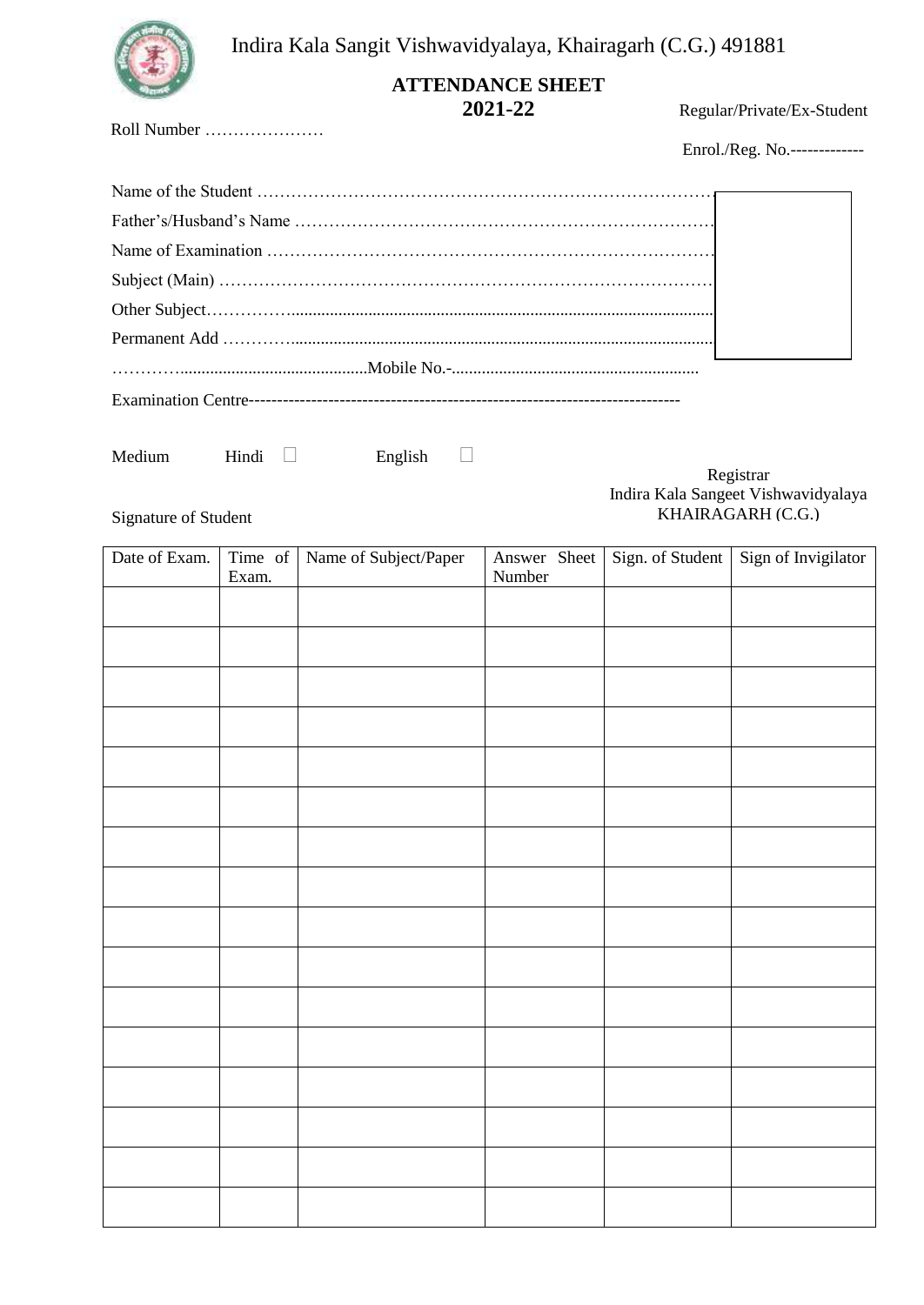Indira Kala Sangit Vishwavidyalaya, Khairagarh (C.G.) 491881

## ATTENDANCE SHEET
## 2021-22

Regular/Private/Ex-Student

Roll Number …………………

Enrol./Reg. No.-------------

Name of the Student ………………………………………………………………………

Father's/Husband's Name …………………………………………………………………

Name of Examination ………………………………………………………………………

Subject (Main) ………………………………………………………………………………

Other Subject……………......................................................................................................

Permanent Add …………......................................................................................................

…………............................................Mobile No.-.........................................................

Examination Centre---------------------------------------------------------------------------

Medium Hindi ☐ English ☐

Registrar
Indira Kala Sangeet Vishwavidyalaya
KHAIRAGARH (C.G.)

Signature of Student

| Date of Exam. | Time of Exam. | Name of Subject/Paper | Answer Sheet Number | Sign. of Student | Sign of Invigilator |
|---|---|---|---|---|---|
| | | | | | |
| | | | | | |
| | | | | | |
| | | | | | |
| | | | | | |
| | | | | | |
| | | | | | |
| | | | | | |
| | | | | | |
| | | | | | |
| | | | | | |
| | | | | | |
| | | | | | |
| | | | | | |
| | | | | | |
| | | | | | |